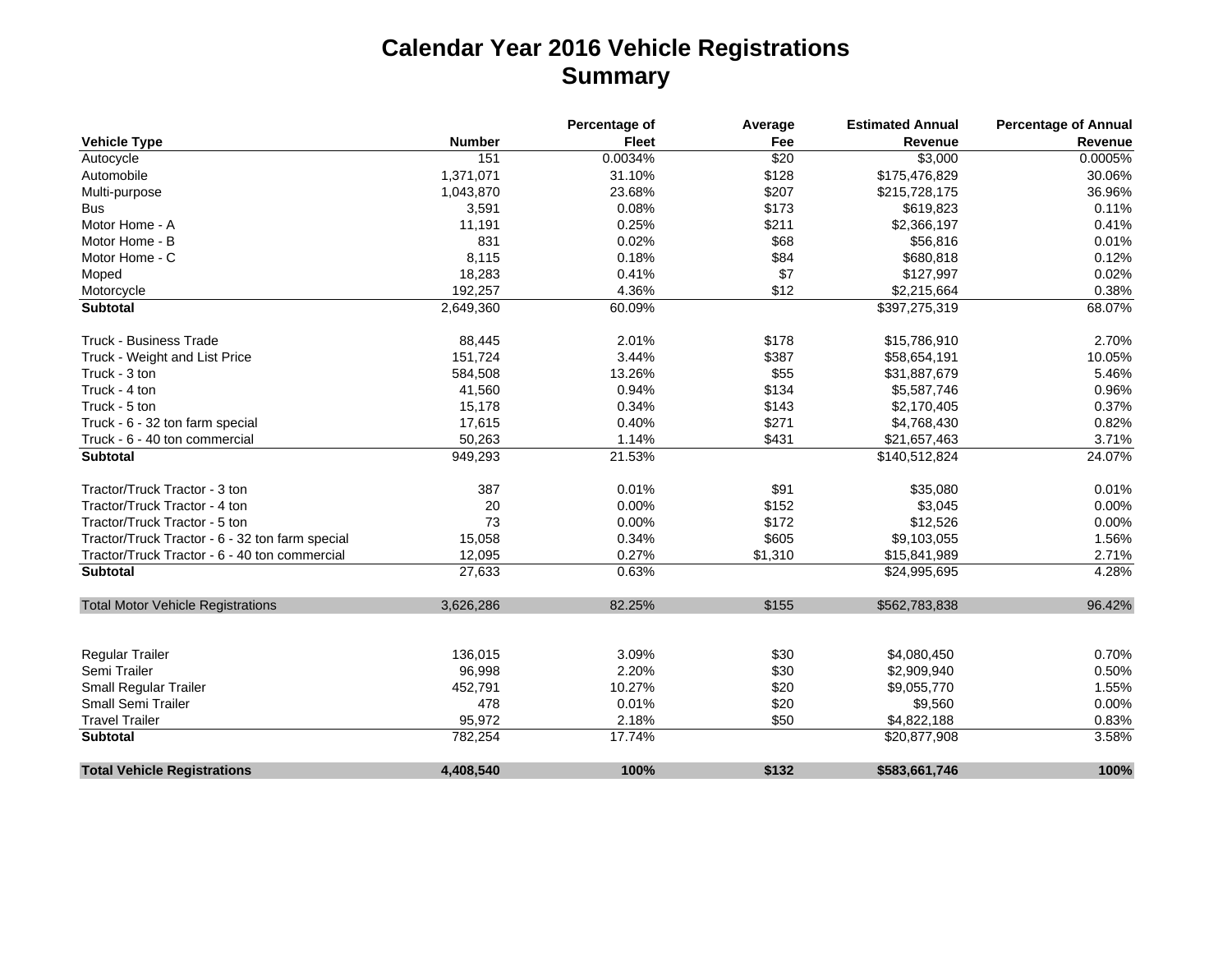# Calendar Year 2016 Vehicle Registrations
## Summary

| Vehicle Type | Number | Percentage of Fleet | Average Fee | Estimated Annual Revenue | Percentage of Annual Revenue |
|---|---|---|---|---|---|
| Autocycle | 151 | 0.0034% | $20 | $3,000 | 0.0005% |
| Automobile | 1,371,071 | 31.10% | $128 | $175,476,829 | 30.06% |
| Multi-purpose | 1,043,870 | 23.68% | $207 | $215,728,175 | 36.96% |
| Bus | 3,591 | 0.08% | $173 | $619,823 | 0.11% |
| Motor Home - A | 11,191 | 0.25% | $211 | $2,366,197 | 0.41% |
| Motor Home - B | 831 | 0.02% | $68 | $56,816 | 0.01% |
| Motor Home - C | 8,115 | 0.18% | $84 | $680,818 | 0.12% |
| Moped | 18,283 | 0.41% | $7 | $127,997 | 0.02% |
| Motorcycle | 192,257 | 4.36% | $12 | $2,215,664 | 0.38% |
| **Subtotal** | 2,649,360 | 60.09% | | $397,275,319 | 68.07% |
| | | | | | |
| Truck - Business Trade | 88,445 | 2.01% | $178 | $15,786,910 | 2.70% |
| Truck - Weight and List Price | 151,724 | 3.44% | $387 | $58,654,191 | 10.05% |
| Truck - 3 ton | 584,508 | 13.26% | $55 | $31,887,679 | 5.46% |
| Truck - 4 ton | 41,560 | 0.94% | $134 | $5,587,746 | 0.96% |
| Truck - 5 ton | 15,178 | 0.34% | $143 | $2,170,405 | 0.37% |
| Truck - 6 - 32 ton farm special | 17,615 | 0.40% | $271 | $4,768,430 | 0.82% |
| Truck - 6 - 40 ton commercial | 50,263 | 1.14% | $431 | $21,657,463 | 3.71% |
| **Subtotal** | 949,293 | 21.53% | | $140,512,824 | 24.07% |
| | | | | | |
| Tractor/Truck Tractor - 3 ton | 387 | 0.01% | $91 | $35,080 | 0.01% |
| Tractor/Truck Tractor - 4 ton | 20 | 0.00% | $152 | $3,045 | 0.00% |
| Tractor/Truck Tractor - 5 ton | 73 | 0.00% | $172 | $12,526 | 0.00% |
| Tractor/Truck Tractor - 6 - 32 ton farm special | 15,058 | 0.34% | $605 | $9,103,055 | 1.56% |
| Tractor/Truck Tractor - 6 - 40 ton commercial | 12,095 | 0.27% | $1,310 | $15,841,989 | 2.71% |
| **Subtotal** | 27,633 | 0.63% | | $24,995,695 | 4.28% |
| | | | | | |
| Total Motor Vehicle Registrations | 3,626,286 | 82.25% | $155 | $562,783,838 | 96.42% |
| | | | | | |
| Regular Trailer | 136,015 | 3.09% | $30 | $4,080,450 | 0.70% |
| Semi Trailer | 96,998 | 2.20% | $30 | $2,909,940 | 0.50% |
| Small Regular Trailer | 452,791 | 10.27% | $20 | $9,055,770 | 1.55% |
| Small Semi Trailer | 478 | 0.01% | $20 | $9,560 | 0.00% |
| Travel Trailer | 95,972 | 2.18% | $50 | $4,822,188 | 0.83% |
| **Subtotal** | 782,254 | 17.74% | | $20,877,908 | 3.58% |
| | | | | | |
| **Total Vehicle Registrations** | **4,408,540** | **100%** | **$132** | **$583,661,746** | **100%** |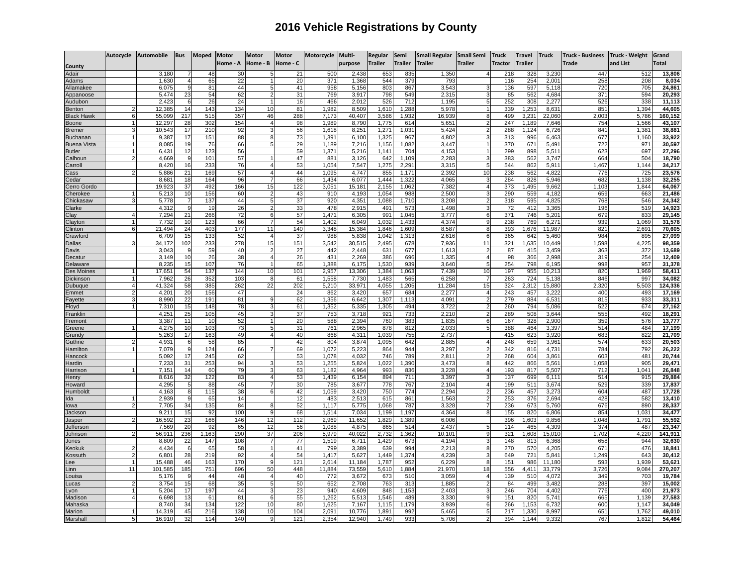# 2016 Vehicle Registrations by County

| County | Autocycle | Automobile | Bus | Moped | Motor Home - A | Motor Home - B | Motor Home - C | Motorcycle | Multi-purpose | Regular Trailer | Semi Trailer | Small Regular Trailer | Small Semi Trailer | Truck Tractor | Travel Trailer | Truck | Truck - Business Trade | Truck - Weight and List | Grand Total |
|---|---|---|---|---|---|---|---|---|---|---|---|---|---|---|---|---|---|---|---|
| Adair | | 3,180 | 7 | 48 | 30 | 5 | 21 | 500 | 2,438 | 653 | 835 | 1,350 | 4 | 218 | 328 | 3,230 | 447 | 512 | 13,806 |
| Adams | | 1,630 | 4 | 65 | 22 | 1 | 20 | 371 | 1,368 | 544 | 379 | 793 | | 116 | 254 | 2,001 | 258 | 208 | 8,034 |
| Allamakee | | 6,075 | 9 | 81 | 44 | 5 | 41 | 958 | 5,156 | 803 | 867 | 3,543 | 3 | 136 | 597 | 5,118 | 720 | 705 | 24,861 |
| Appanoose | | 5,474 | 23 | 54 | 62 | 2 | 31 | 769 | 3,917 | 798 | 549 | 2,315 | 3 | 85 | 562 | 4,684 | 371 | 594 | 20,293 |
| Audubon | | 2,423 | 6 | 26 | 24 | 1 | 16 | 466 | 2,012 | 526 | 712 | 1,195 | 5 | 252 | 308 | 2,277 | 526 | 338 | 11,113 |
| Benton | 2 | 12,385 | 14 | 143 | 134 | 10 | 81 | 1,982 | 8,509 | 1,610 | 1,288 | 5,978 | 1 | 339 | 1,253 | 8,631 | 851 | 1,394 | 44,605 |
| Black Hawk | 6 | 55,099 | 217 | 515 | 357 | 46 | 288 | 7,173 | 40,407 | 3,586 | 1,932 | 16,939 | 8 | 499 | 3,231 | 22,060 | 2,003 | 5,786 | 160,152 |
| Boone | 1 | 12,297 | 28 | 302 | 154 | 4 | 98 | 1,989 | 8,790 | 1,775 | 614 | 5,651 | 2 | 247 | 1,189 | 7,646 | 754 | 1,566 | 43,107 |
| Bremer | 3 | 10,543 | 17 | 210 | 92 | 3 | 56 | 1,618 | 8,251 | 1,271 | 1,031 | 5,424 | 2 | 288 | 1,124 | 6,726 | 841 | 1,381 | 38,881 |
| Buchanan | 1 | 9,387 | 17 | 151 | 88 | 8 | 73 | 1,391 | 6,100 | 1,325 | 967 | 4,802 | 3 | 313 | 996 | 6,463 | 677 | 1,160 | 33,922 |
| Buena Vista | 1 | 8,085 | 19 | 76 | 66 | 5 | 29 | 1,189 | 7,216 | 1,156 | 1,082 | 3,447 | 1 | 370 | 671 | 5,491 | 722 | 971 | 30,597 |
| Butler | 1 | 6,431 | 12 | 123 | 56 | | 59 | 1,371 | 5,216 | 1,141 | 704 | 4,153 | 1 | 299 | 898 | 5,511 | 623 | 697 | 27,296 |
| Calhoun | 2 | 4,669 | 9 | 101 | 57 | 1 | 47 | 881 | 3,126 | 642 | 1,109 | 2,283 | 3 | 383 | 562 | 3,747 | 664 | 504 | 18,790 |
| Carroll | | 8,420 | 16 | 233 | 76 | 4 | 53 | 1,054 | 7,547 | 1,275 | 2,291 | 3,315 | 5 | 544 | 862 | 5,911 | 1,467 | 1,144 | 34,217 |
| Cass | 2 | 5,886 | 21 | 169 | 57 | 4 | 44 | 1,095 | 4,747 | 855 | 1,171 | 2,392 | 10 | 238 | 562 | 4,822 | 776 | 725 | 23,576 |
| Cedar | | 8,681 | 18 | 164 | 96 | 7 | 66 | 1,434 | 6,077 | 1,444 | 1,322 | 4,065 | 3 | 284 | 828 | 5,946 | 682 | 1,138 | 32,255 |
| Cerro Gordo | | 19,923 | 37 | 492 | 166 | 15 | 122 | 3,051 | 15,181 | 2,155 | 1,062 | 7,382 | 4 | 373 | 1,495 | 9,662 | 1,103 | 1,844 | 64,067 |
| Cherokee | 1 | 5,213 | 10 | 156 | 60 | 2 | 43 | 910 | 4,193 | 1,054 | 988 | 2,500 | 3 | 290 | 559 | 4,182 | 659 | 663 | 21,486 |
| Chickasaw | 3 | 5,778 | 7 | 137 | 44 | 5 | 37 | 920 | 4,351 | 1,088 | 1,710 | 3,208 | 2 | 318 | 595 | 4,825 | 768 | 546 | 24,342 |
| Clarke | | 4,312 | 9 | 19 | 26 | 2 | 33 | 478 | 2,915 | 491 | 573 | 1,498 | 3 | 72 | 412 | 3,365 | 196 | 519 | 14,923 |
| Clay | 4 | 7,294 | 21 | 266 | 72 | 6 | 57 | 1,471 | 6,305 | 991 | 1,045 | 3,777 | 6 | 371 | 746 | 5,201 | 679 | 833 | 29,145 |
| Clayton | 1 | 7,732 | 10 | 123 | 66 | 7 | 54 | 1,402 | 6,049 | 1,032 | 1,433 | 4,374 | 9 | 238 | 769 | 6,271 | 939 | 1,069 | 31,578 |
| Clinton | 6 | 21,494 | 24 | 403 | 177 | 11 | 140 | 3,348 | 15,384 | 1,846 | 1,609 | 8,587 | 8 | 393 | 1,676 | 11,987 | 821 | 2,691 | 70,605 |
| Crawford | | 6,709 | 15 | 133 | 52 | 4 | 37 | 988 | 5,838 | 1,042 | 1,313 | 2,616 | 6 | 365 | 642 | 5,460 | 984 | 895 | 27,099 |
| Dallas | 3 | 34,172 | 102 | 233 | 278 | 15 | 151 | 3,542 | 30,515 | 2,495 | 678 | 7,936 | 11 | 321 | 1,635 | 10,449 | 1,598 | 4,225 | 98,359 |
| Davis | | 3,043 | 9 | 59 | 40 | 2 | 27 | 442 | 2,448 | 631 | 677 | 1,613 | 2 | 87 | 415 | 3,459 | 363 | 372 | 13,689 |
| Decatur | | 3,149 | 10 | 26 | 38 | 4 | 26 | 431 | 2,269 | 386 | 696 | 1,335 | 4 | 98 | 366 | 2,998 | 319 | 254 | 12,409 |
| Delaware | | 8,235 | 15 | 107 | 76 | 1 | 65 | 1,388 | 6,175 | 1,530 | 939 | 3,640 | 5 | 254 | 798 | 6,195 | 998 | 957 | 31,378 |
| Des Moines | 1 | 17,651 | 54 | 137 | 144 | 10 | 101 | 2,957 | 13,306 | 1,384 | 1,063 | 7,439 | 10 | 197 | 955 | 10,213 | 820 | 1,969 | 58,411 |
| Dickinson | 1 | 7,962 | 26 | 352 | 103 | 8 | 61 | 1,558 | 7,730 | 1,483 | 565 | 6,258 | 7 | 263 | 724 | 5,138 | 846 | 997 | 34,082 |
| Dubuque | 4 | 41,324 | 58 | 385 | 262 | 22 | 202 | 5,210 | 33,971 | 4,055 | 1,205 | 11,284 | 15 | 324 | 2,312 | 15,880 | 2,320 | 5,503 | 124,336 |
| Emmet | 2 | 4,201 | 20 | 156 | 47 | | 24 | 862 | 3,420 | 657 | 684 | 2,277 | 4 | 243 | 457 | 3,222 | 400 | 493 | 17,169 |
| Fayette | 3 | 8,990 | 22 | 191 | 81 | 9 | 62 | 1,356 | 6,642 | 1,307 | 1,113 | 4,091 | 2 | 279 | 884 | 6,531 | 815 | 933 | 33,311 |
| Floyd | 1 | 7,310 | 15 | 148 | 78 | 3 | 61 | 1,352 | 5,335 | 1,305 | 494 | 3,722 | 2 | 260 | 794 | 5,086 | 522 | 674 | 27,162 |
| Franklin | | 4,251 | 25 | 105 | 45 | 3 | 37 | 753 | 3,718 | 921 | 733 | 2,210 | 2 | 289 | 508 | 3,644 | 555 | 492 | 18,291 |
| Fremont | | 3,387 | 11 | 10 | 52 | 1 | 20 | 588 | 2,394 | 760 | 383 | 1,835 | 6 | 167 | 328 | 2,900 | 359 | 576 | 13,777 |
| Greene | 1 | 4,275 | 10 | 103 | 73 | 5 | 31 | 761 | 2,965 | 878 | 812 | 2,033 | 5 | 388 | 464 | 3,397 | 514 | 484 | 17,199 |
| Grundy | | 5,263 | 17 | 163 | 49 | 4 | 40 | 868 | 4,311 | 1,039 | 755 | 2,737 | | 415 | 623 | 3,920 | 683 | 822 | 21,709 |
| Guthrie | 2 | 4,931 | 6 | 58 | 85 | | 42 | 804 | 3,874 | 1,095 | 642 | 2,885 | 4 | 248 | 659 | 3,961 | 574 | 633 | 20,503 |
| Hamilton | 1 | 7,079 | 9 | 124 | 66 | 7 | 69 | 1,072 | 5,223 | 864 | 944 | 3,297 | 2 | 342 | 816 | 4,731 | 784 | 792 | 26,222 |
| Hancock | | 5,092 | 17 | 245 | 62 | | 53 | 1,078 | 4,032 | 746 | 789 | 2,811 | 2 | 268 | 604 | 3,861 | 603 | 481 | 20,744 |
| Hardin | | 7,233 | 31 | 253 | 94 | 3 | 53 | 1,255 | 5,824 | 1,022 | 1,390 | 3,473 | 8 | 442 | 866 | 5,561 | 1,058 | 905 | 29,471 |
| Harrison | 1 | 7,151 | 14 | 60 | 79 | 3 | 63 | 1,182 | 4,964 | 993 | 836 | 3,228 | 4 | 193 | 817 | 5,507 | 712 | 1,041 | 26,848 |
| Henry | | 8,616 | 32 | 122 | 83 | 4 | 53 | 1,439 | 6,154 | 894 | 711 | 3,397 | 3 | 137 | 699 | 6,111 | 514 | 915 | 29,884 |
| Howard | | 4,295 | 5 | 88 | 45 | 7 | 30 | 785 | 3,677 | 778 | 767 | 2,104 | 4 | 199 | 511 | 3,674 | 529 | 339 | 17,837 |
| Humboldt | | 4,163 | 8 | 115 | 38 | 6 | 42 | 1,059 | 3,420 | 750 | 774 | 2,294 | 2 | 236 | 457 | 3,273 | 604 | 487 | 17,728 |
| Ida | 1 | 2,939 | 9 | 65 | 14 | | 12 | 483 | 2,513 | 615 | 861 | 1,563 | 2 | 253 | 376 | 2,694 | 428 | 582 | 13,410 |
| Iowa | 2 | 7,705 | 34 | 135 | 84 | 8 | 52 | 1,117 | 5,775 | 1,068 | 787 | 3,328 | 7 | 236 | 673 | 5,760 | 676 | 890 | 28,337 |
| Jackson | | 9,211 | 15 | 92 | 100 | 9 | 68 | 1,514 | 7,034 | 1,199 | 1,197 | 4,364 | 8 | 155 | 820 | 6,806 | 854 | 1,031 | 34,477 |
| Jasper | 2 | 16,592 | 23 | 166 | 146 | 12 | 112 | 2,969 | 11,652 | 1,829 | 1,389 | 6,006 | | 396 | 1,603 | 9,856 | 1,048 | 1,791 | 55,592 |
| Jefferson | | 7,569 | 20 | 92 | 65 | 12 | 56 | 1,088 | 4,875 | 865 | 514 | 2,437 | 5 | 114 | 465 | 4,309 | 374 | 487 | 23,347 |
| Johnson | 2 | 56,911 | 236 | 1,163 | 290 | 37 | 206 | 5,979 | 40,022 | 2,732 | 1,362 | 10,101 | 9 | 321 | 1,608 | 15,010 | 1,702 | 4,220 | 141,911 |
| Jones | | 8,809 | 22 | 147 | 108 | 7 | 77 | 1,519 | 6,711 | 1,429 | 673 | 4,194 | 3 | 148 | 813 | 6,368 | 658 | 944 | 32,630 |
| Keokuk | 2 | 4,434 | 6 | 65 | 58 | 1 | 41 | 799 | 3,389 | 639 | 994 | 2,213 | 8 | 270 | 570 | 4,205 | 671 | 476 | 18,841 |
| Kossuth | 2 | 6,801 | 28 | 219 | 92 | 4 | 54 | 1,417 | 5,627 | 1,449 | 1,374 | 4,239 | 3 | 649 | 721 | 5,841 | 1,249 | 643 | 30,412 |
| Lee | 1 | 15,488 | 46 | 163 | 170 | 9 | 121 | 2,614 | 11,184 | 1,787 | 952 | 6,229 | 8 | 151 | 986 | 11,180 | 593 | 1,939 | 53,621 |
| Linn | 11 | 101,585 | 185 | 751 | 696 | 50 | 448 | 11,884 | 73,559 | 5,610 | 1,884 | 21,970 | 18 | 556 | 4,411 | 33,779 | 3,726 | 9,084 | 270,207 |
| Louisa | | 5,176 | 9 | 44 | 48 | 4 | 40 | 772 | 3,672 | 673 | 510 | 3,059 | 4 | 139 | 510 | 4,072 | 349 | 703 | 19,784 |
| Lucas | 2 | 3,754 | 15 | 68 | 35 | 5 | 50 | 652 | 2,708 | 763 | 313 | 1,885 | 2 | 84 | 499 | 3,482 | 288 | 397 | 15,002 |
| Lyon | 1 | 5,204 | 17 | 197 | 44 | 3 | 23 | 940 | 4,609 | 848 | 1,153 | 2,403 | 3 | 246 | 704 | 4,402 | 776 | 400 | 21,973 |
| Madison | 4 | 6,698 | 13 | 61 | 81 | 6 | 55 | 1,262 | 5,513 | 1,546 | 489 | 3,330 | 9 | 151 | 820 | 5,741 | 665 | 1,139 | 27,583 |
| Mahaska | | 8,740 | 34 | 134 | 122 | 10 | 80 | 1,625 | 7,167 | 1,115 | 1,179 | 3,939 | 6 | 266 | 1,153 | 6,732 | 600 | 1,147 | 34,049 |
| Marion | 1 | 14,319 | 45 | 216 | 138 | 10 | 104 | 2,091 | 10,776 | 1,891 | 992 | 5,465 | 5 | 217 | 1,330 | 8,997 | 651 | 1,762 | 49,010 |
| Marshall | 5 | 16,910 | 32 | 114 | 140 | 9 | 121 | 2,354 | 12,940 | 1,749 | 933 | 5,706 | 2 | 394 | 1,144 | 9,332 | 767 | 1,812 | 54,464 |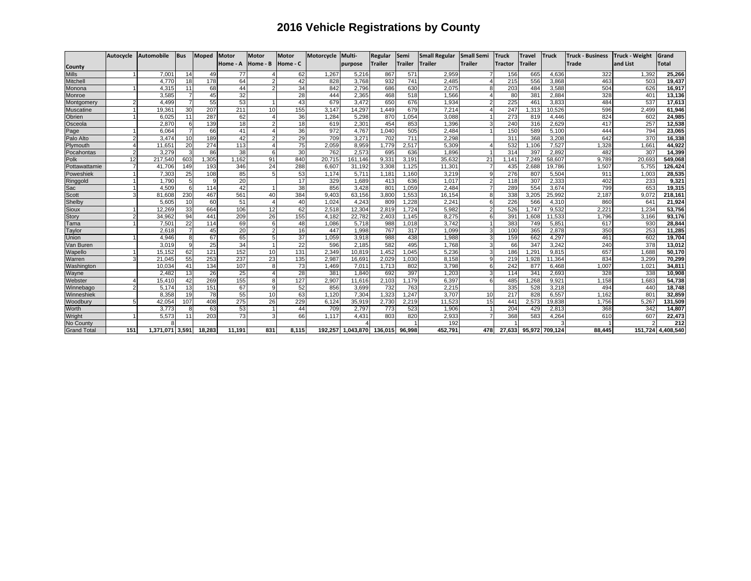# 2016 Vehicle Registrations by County

| County | Autocycle | Automobile | Bus | Moped | Motor Home - A | Motor Home - B | Motor Home - C | Motorcycle | Multi-purpose | Regular Trailer | Semi Trailer | Small Regular Trailer | Small Semi Trailer | Truck Tractor | Travel Trailer | Truck | Truck - Business Trade | Truck - Weight and List | Grand Total |
|---|---|---|---|---|---|---|---|---|---|---|---|---|---|---|---|---|---|---|---|
| Mills | 1 | 7,001 | 14 | 49 | 77 | 4 | 62 | 1,267 | 5,216 | 867 | 571 | 2,959 | 7 | 156 | 665 | 4,636 | 322 | 1,392 | **25,266** |
| Mitchell | | 4,770 | 18 | 178 | 64 | 2 | 42 | 828 | 3,768 | 932 | 741 | 2,485 | 4 | 215 | 556 | 3,868 | 463 | 503 | **19,437** |
| Monona | 1 | 4,315 | 11 | 68 | 44 | 2 | 34 | 842 | 2,796 | 686 | 630 | 2,075 | 8 | 203 | 484 | 3,588 | 504 | 626 | **16,917** |
| Monroe | | 3,585 | 7 | 45 | 32 | | 28 | 444 | 2,365 | 468 | 518 | 1,566 | 4 | 80 | 381 | 2,884 | 328 | 401 | **13,136** |
| Montgomery | 2 | 4,499 | 7 | 55 | 53 | 1 | 43 | 679 | 3,472 | 650 | 676 | 1,934 | 2 | 225 | 461 | 3,833 | 484 | 537 | **17,613** |
| Muscatine | 1 | 19,361 | 30 | 207 | 211 | 10 | 155 | 3,147 | 14,297 | 1,449 | 679 | 7,214 | 4 | 247 | 1,313 | 10,526 | 596 | 2,499 | **61,946** |
| Obrien | 1 | 6,025 | 11 | 287 | 62 | 4 | 36 | 1,284 | 5,298 | 870 | 1,054 | 3,088 | 1 | 273 | 819 | 4,446 | 824 | 602 | **24,985** |
| Osceola | | 2,870 | 6 | 139 | 18 | 2 | 18 | 619 | 2,301 | 454 | 853 | 1,396 | 3 | 240 | 316 | 2,629 | 417 | 257 | **12,538** |
| Page | 1 | 6,064 | 7 | 66 | 41 | 4 | 36 | 972 | 4,767 | 1,040 | 505 | 2,484 | 1 | 150 | 589 | 5,100 | 444 | 794 | **23,065** |
| Palo Alto | 2 | 3,474 | 10 | 189 | 42 | 2 | 29 | 709 | 3,271 | 702 | 711 | 2,298 | | 311 | 368 | 3,208 | 642 | 370 | **16,338** |
| Plymouth | 4 | 11,651 | 20 | 274 | 113 | 4 | 75 | 2,059 | 8,959 | 1,779 | 2,517 | 5,309 | 4 | 532 | 1,106 | 7,527 | 1,328 | 1,661 | **44,922** |
| Pocahontas | 2 | 3,279 | 3 | 86 | 38 | 6 | 30 | 762 | 2,573 | 695 | 636 | 1,896 | 1 | 314 | 397 | 2,892 | 482 | 307 | **14,399** |
| Polk | 12 | 217,540 | 603 | 1,305 | 1,162 | 91 | 840 | 20,715 | 161,146 | 9,331 | 3,191 | 35,632 | 21 | 1,141 | 7,249 | 58,607 | 9,789 | 20,693 | **549,068** |
| Pottawattamie | 7 | 41,706 | 149 | 193 | 346 | 24 | 288 | 6,607 | 31,192 | 3,308 | 1,125 | 11,301 | 7 | 435 | 2,688 | 19,786 | 1,507 | 5,755 | **126,424** |
| Poweshiek | 1 | 7,303 | 25 | 108 | 85 | 5 | 53 | 1,174 | 5,711 | 1,181 | 1,160 | 3,219 | 9 | 276 | 807 | 5,504 | 911 | 1,003 | **28,535** |
| Ringgold | 1 | 1,790 | 5 | 9 | 20 | | 17 | 329 | 1,689 | 413 | 636 | 1,017 | 2 | 118 | 307 | 2,333 | 402 | 233 | **9,321** |
| Sac | 1 | 4,509 | 6 | 114 | 42 | 1 | 38 | 856 | 3,428 | 801 | 1,059 | 2,484 | 7 | 289 | 554 | 3,674 | 799 | 653 | **19,315** |
| Scott | 3 | 81,608 | 230 | 467 | 561 | 40 | 384 | 9,403 | 63,156 | 3,800 | 1,553 | 16,154 | 8 | 338 | 3,205 | 25,992 | 2,187 | 9,072 | **218,161** |
| Shelby | | 5,605 | 10 | 60 | 51 | 4 | 40 | 1,024 | 4,243 | 809 | 1,228 | 2,241 | 6 | 226 | 566 | 4,310 | 860 | 641 | **21,924** |
| Sioux | 1 | 12,269 | 33 | 664 | 106 | 12 | 62 | 2,518 | 12,304 | 2,819 | 1,724 | 5,982 | 2 | 526 | 1,747 | 9,532 | 2,221 | 1,234 | **53,756** |
| Story | 2 | 34,962 | 94 | 441 | 209 | 26 | 155 | 4,182 | 22,782 | 2,403 | 1,145 | 8,275 | 6 | 391 | 1,608 | 11,533 | 1,796 | 3,166 | **93,176** |
| Tama | 1 | 7,501 | 22 | 114 | 69 | 6 | 48 | 1,086 | 5,718 | 988 | 1,018 | 3,742 | 1 | 383 | 749 | 5,851 | 617 | 930 | **28,844** |
| Taylor | | 2,618 | 7 | 45 | 20 | 2 | 16 | 447 | 1,998 | 767 | 317 | 1,099 | 3 | 100 | 365 | 2,878 | 350 | 253 | **11,285** |
| Union | 1 | 4,946 | 8 | 67 | 65 | 5 | 37 | 1,059 | 3,918 | 988 | 438 | 1,988 | 3 | 159 | 662 | 4,297 | 461 | 602 | **19,704** |
| Van Buren | | 3,019 | 9 | 25 | 34 | 1 | 22 | 596 | 2,185 | 582 | 495 | 1,768 | 3 | 66 | 347 | 3,242 | 240 | 378 | **13,012** |
| Wapello | 1 | 15,152 | 62 | 121 | 152 | 10 | 131 | 2,349 | 10,819 | 1,452 | 1,045 | 5,236 | 3 | 186 | 1,291 | 9,815 | 657 | 1,688 | **50,170** |
| Warren | 3 | 21,045 | 55 | 253 | 237 | 23 | 135 | 2,987 | 16,691 | 2,029 | 1,030 | 8,158 | 9 | 219 | 1,928 | 11,364 | 834 | 3,299 | **70,299** |
| Washington | | 10,034 | 41 | 134 | 107 | 8 | 73 | 1,469 | 7,011 | 1,713 | 802 | 3,798 | 6 | 242 | 877 | 6,468 | 1,007 | 1,021 | **34,811** |
| Wayne | | 2,482 | 13 | 26 | 25 | 4 | 28 | 381 | 1,840 | 692 | 397 | 1,203 | 3 | 114 | 341 | 2,693 | 328 | 338 | **10,908** |
| Webster | 4 | 15,410 | 42 | 269 | 155 | 8 | 127 | 2,907 | 11,616 | 2,103 | 1,179 | 6,397 | 6 | 485 | 1,268 | 9,921 | 1,158 | 1,683 | **54,738** |
| Winnebago | 2 | 5,174 | 13 | 151 | 67 | 9 | 52 | 856 | 3,699 | 732 | 763 | 2,215 | | 335 | 528 | 3,218 | 494 | 440 | **18,748** |
| Winneshiek | | 8,358 | 19 | 78 | 55 | 10 | 63 | 1,120 | 7,304 | 1,323 | 1,247 | 3,707 | 10 | 217 | 828 | 6,557 | 1,162 | 801 | **32,859** |
| Woodbury | 5 | 42,054 | 107 | 408 | 275 | 26 | 229 | 6,124 | 35,919 | 2,730 | 2,219 | 11,523 | 15 | 441 | 2,573 | 19,838 | 1,756 | 5,267 | **131,509** |
| Worth | | 3,773 | 8 | 63 | 53 | 1 | 44 | 709 | 2,797 | 773 | 523 | 1,906 | 1 | 204 | 429 | 2,813 | 368 | 342 | **14,807** |
| Wright | 1 | 5,573 | 11 | 203 | 73 | 3 | 66 | 1,117 | 4,431 | 803 | 820 | 2,933 | 7 | 368 | 583 | 4,264 | 610 | 607 | **22,473** |
| No County | | 8 | | | | | | | 4 | | 1 | 192 | | 1 | | 3 | 1 | 2 | **212** |
| **Grand Total** | **151** | **1,371,071** | **3,591** | **18,283** | **11,191** | **831** | **8,115** | **192,257** | **1,043,870** | **136,015** | **96,998** | **452,791** | **478** | **27,633** | **95,972** | **709,124** | **88,445** | **151,724** | **4,408,540** |